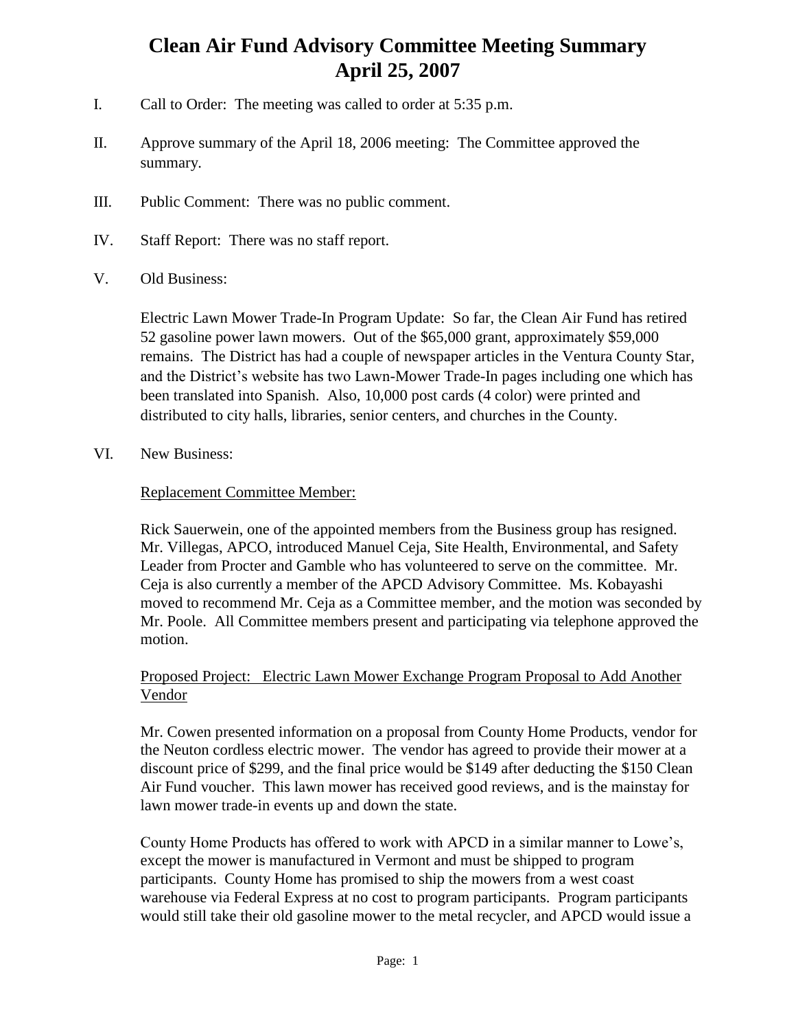# Clean Air Fund Advisory Committee Meeting Summary
# April 25, 2007

I. Call to Order: The meeting was called to order at 5:35 p.m.

II. Approve summary of the April 18, 2006 meeting: The Committee approved the summary.

III. Public Comment: There was no public comment.

IV. Staff Report: There was no staff report.

V. Old Business:

Electric Lawn Mower Trade-In Program Update: So far, the Clean Air Fund has retired 52 gasoline power lawn mowers. Out of the $65,000 grant, approximately $59,000 remains. The District has had a couple of newspaper articles in the Ventura County Star, and the District's website has two Lawn-Mower Trade-In pages including one which has been translated into Spanish. Also, 10,000 post cards (4 color) were printed and distributed to city halls, libraries, senior centers, and churches in the County.

VI. New Business:

<u>Replacement Committee Member:</u>

Rick Sauerwein, one of the appointed members from the Business group has resigned. Mr. Villegas, APCO, introduced Manuel Ceja, Site Health, Environmental, and Safety Leader from Procter and Gamble who has volunteered to serve on the committee. Mr. Ceja is also currently a member of the APCD Advisory Committee. Ms. Kobayashi moved to recommend Mr. Ceja as a Committee member, and the motion was seconded by Mr. Poole. All Committee members present and participating via telephone approved the motion.

<u>Proposed Project: Electric Lawn Mower Exchange Program Proposal to Add Another Vendor</u>

Mr. Cowen presented information on a proposal from County Home Products, vendor for the Neuton cordless electric mower. The vendor has agreed to provide their mower at a discount price of $299, and the final price would be $149 after deducting the $150 Clean Air Fund voucher. This lawn mower has received good reviews, and is the mainstay for lawn mower trade-in events up and down the state.

County Home Products has offered to work with APCD in a similar manner to Lowe's, except the mower is manufactured in Vermont and must be shipped to program participants. County Home has promised to ship the mowers from a west coast warehouse via Federal Express at no cost to program participants. Program participants would still take their old gasoline mower to the metal recycler, and APCD would issue a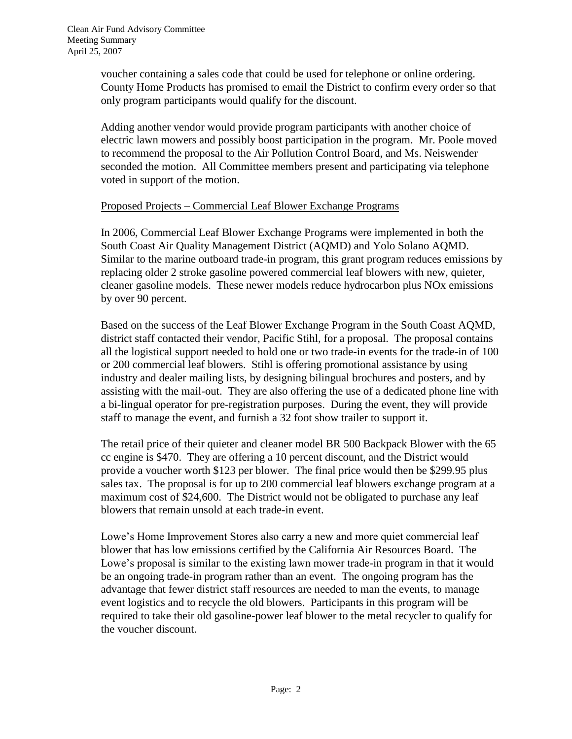voucher containing a sales code that could be used for telephone or online ordering. County Home Products has promised to email the District to confirm every order so that only program participants would qualify for the discount.

Adding another vendor would provide program participants with another choice of electric lawn mowers and possibly boost participation in the program. Mr. Poole moved to recommend the proposal to the Air Pollution Control Board, and Ms. Neiswender seconded the motion. All Committee members present and participating via telephone voted in support of the motion.

<u>Proposed Projects – Commercial Leaf Blower Exchange Programs</u>

In 2006, Commercial Leaf Blower Exchange Programs were implemented in both the South Coast Air Quality Management District (AQMD) and Yolo Solano AQMD. Similar to the marine outboard trade-in program, this grant program reduces emissions by replacing older 2 stroke gasoline powered commercial leaf blowers with new, quieter, cleaner gasoline models. These newer models reduce hydrocarbon plus NOx emissions by over 90 percent.

Based on the success of the Leaf Blower Exchange Program in the South Coast AQMD, district staff contacted their vendor, Pacific Stihl, for a proposal. The proposal contains all the logistical support needed to hold one or two trade-in events for the trade-in of 100 or 200 commercial leaf blowers. Stihl is offering promotional assistance by using industry and dealer mailing lists, by designing bilingual brochures and posters, and by assisting with the mail-out. They are also offering the use of a dedicated phone line with a bi-lingual operator for pre-registration purposes. During the event, they will provide staff to manage the event, and furnish a 32 foot show trailer to support it.

The retail price of their quieter and cleaner model BR 500 Backpack Blower with the 65 cc engine is $470. They are offering a 10 percent discount, and the District would provide a voucher worth $123 per blower. The final price would then be $299.95 plus sales tax. The proposal is for up to 200 commercial leaf blowers exchange program at a maximum cost of $24,600. The District would not be obligated to purchase any leaf blowers that remain unsold at each trade-in event.

Lowe's Home Improvement Stores also carry a new and more quiet commercial leaf blower that has low emissions certified by the California Air Resources Board. The Lowe's proposal is similar to the existing lawn mower trade-in program in that it would be an ongoing trade-in program rather than an event. The ongoing program has the advantage that fewer district staff resources are needed to man the events, to manage event logistics and to recycle the old blowers. Participants in this program will be required to take their old gasoline-power leaf blower to the metal recycler to qualify for the voucher discount.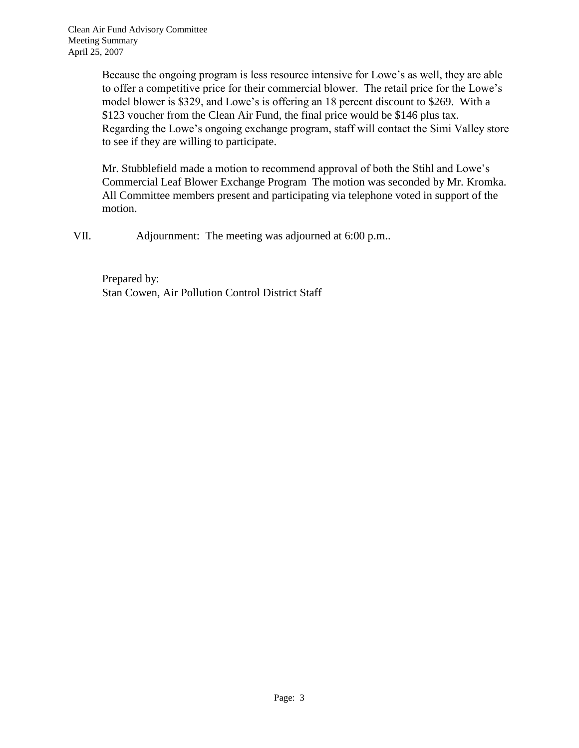Because the ongoing program is less resource intensive for Lowe's as well, they are able to offer a competitive price for their commercial blower. The retail price for the Lowe's model blower is $329, and Lowe's is offering an 18 percent discount to $269. With a $123 voucher from the Clean Air Fund, the final price would be $146 plus tax. Regarding the Lowe's ongoing exchange program, staff will contact the Simi Valley store to see if they are willing to participate.

Mr. Stubblefield made a motion to recommend approval of both the Stihl and Lowe's Commercial Leaf Blower Exchange Program The motion was seconded by Mr. Kromka. All Committee members present and participating via telephone voted in support of the motion.

VII. Adjournment: The meeting was adjourned at 6:00 p.m..

Prepared by:
Stan Cowen, Air Pollution Control District Staff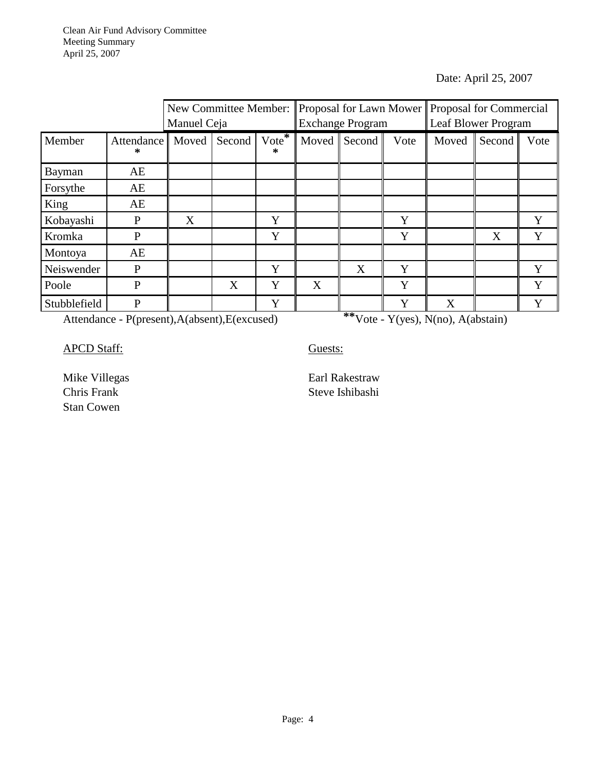Date: April 25, 2007

| | | New Committee Member: Manuel Ceja | | | Proposal for Lawn Mower Exchange Program | | | Proposal for Commercial Leaf Blower Program | | |
|---|---|---|---|---|---|---|---|---|---|---|
| Member | Attendance * | Moved | Second | Vote** | Moved | Second | Vote | Moved | Second | Vote |
| Bayman | AE | | | | | | | | | |
| Forsythe | AE | | | | | | | | | |
| King | AE | | | | | | | | | |
| Kobayashi | P | X | | Y | | | Y | | | Y |
| Kromka | P | | | Y | | | Y | | X | Y |
| Montoya | AE | | | | | | | | | |
| Neiswender | P | | | Y | | X | Y | | | Y |
| Poole | P | | X | Y | X | | Y | | | Y |
| Stubblefield | P | | | Y | | | Y | X | | Y |

Attendance - P(present),A(absent),E(excused) **Vote - Y(yes), N(no), A(abstain)

APCD Staff:

Mike Villegas
Chris Frank
Stan Cowen

Guests:

Earl Rakestraw
Steve Ishibashi